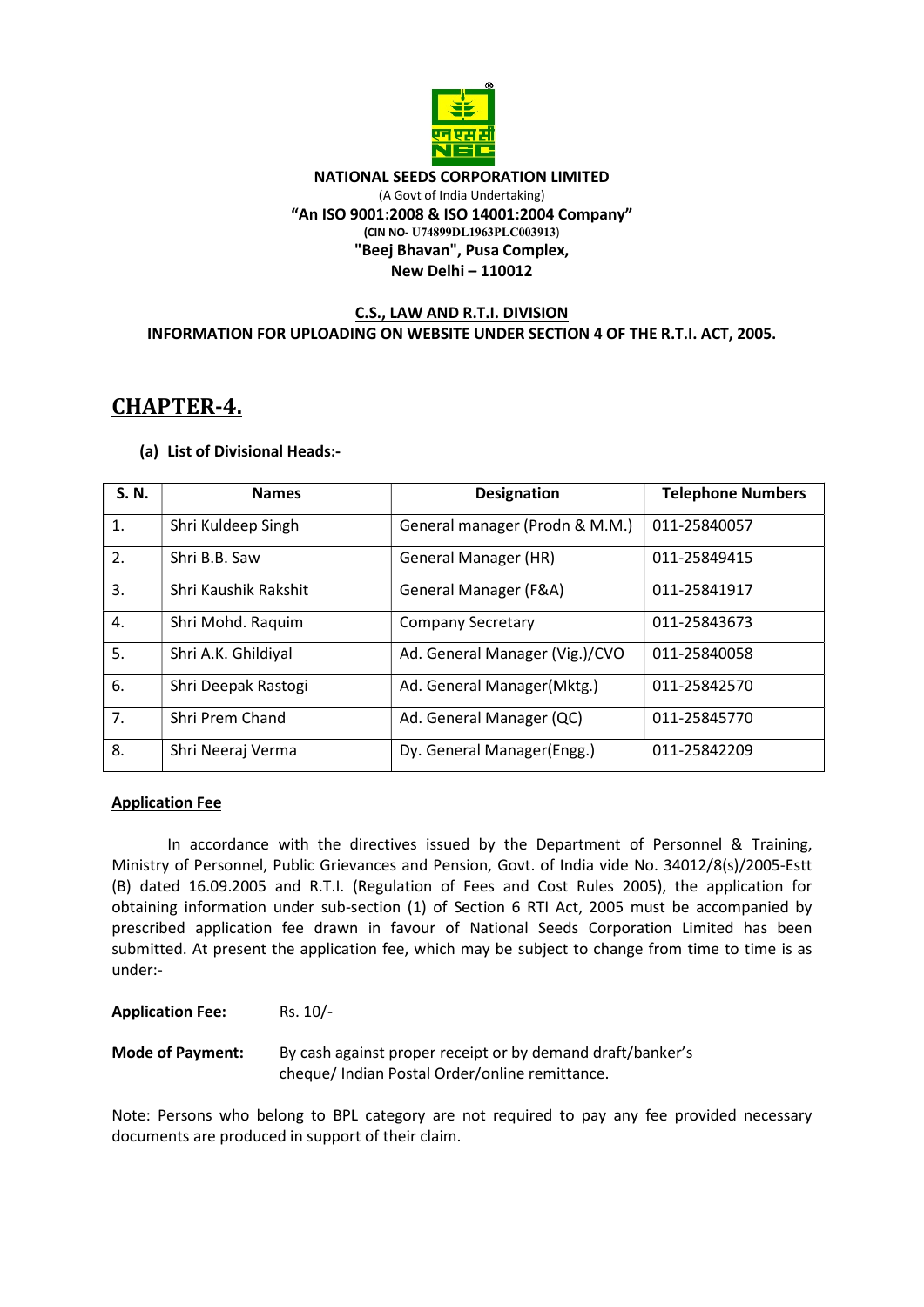**NATIONAL SEEDS CORPORATION LIMITED**

(A Govt of India Undertaking)

**"An ISO 9001:2008 & ISO 14001:2004 Company"**

**(CIN NO- U74899DL1963PLC003913)**

**"Beej Bhavan", Pusa Complex,**

**New Delhi – 110012**

**C.S., LAW AND R.T.I. DIVISION**

**INFORMATION FOR UPLOADING ON WEBSITE UNDER SECTION 4 OF THE R.T.I. ACT, 2005.**

# CHAPTER-4.

**(a) List of Divisional Heads:-**

| S. N. | Names | Designation | Telephone Numbers |
|---|---|---|---|
| 1. | Shri Kuldeep Singh | General manager (Prodn & M.M.) | 011-25840057 |
| 2. | Shri B.B. Saw | General Manager (HR) | 011-25849415 |
| 3. | Shri Kaushik Rakshit | General Manager (F&A) | 011-25841917 |
| 4. | Shri Mohd. Raquim | Company Secretary | 011-25843673 |
| 5. | Shri A.K. Ghildiyal | Ad. General Manager (Vig.)/CVO | 011-25840058 |
| 6. | Shri Deepak Rastogi | Ad. General Manager(Mktg.) | 011-25842570 |
| 7. | Shri Prem Chand | Ad. General Manager (QC) | 011-25845770 |
| 8. | Shri Neeraj Verma | Dy. General Manager(Engg.) | 011-25842209 |

**Application Fee**

In accordance with the directives issued by the Department of Personnel & Training, Ministry of Personnel, Public Grievances and Pension, Govt. of India vide No. 34012/8(s)/2005-Estt (B) dated 16.09.2005 and R.T.I. (Regulation of Fees and Cost Rules 2005), the application for obtaining information under sub-section (1) of Section 6 RTI Act, 2005 must be accompanied by prescribed application fee drawn in favour of National Seeds Corporation Limited has been submitted. At present the application fee, which may be subject to change from time to time is as under:-

**Application Fee:** Rs. 10/-

**Mode of Payment:** By cash against proper receipt or by demand draft/banker's cheque/ Indian Postal Order/online remittance.

Note: Persons who belong to BPL category are not required to pay any fee provided necessary documents are produced in support of their claim.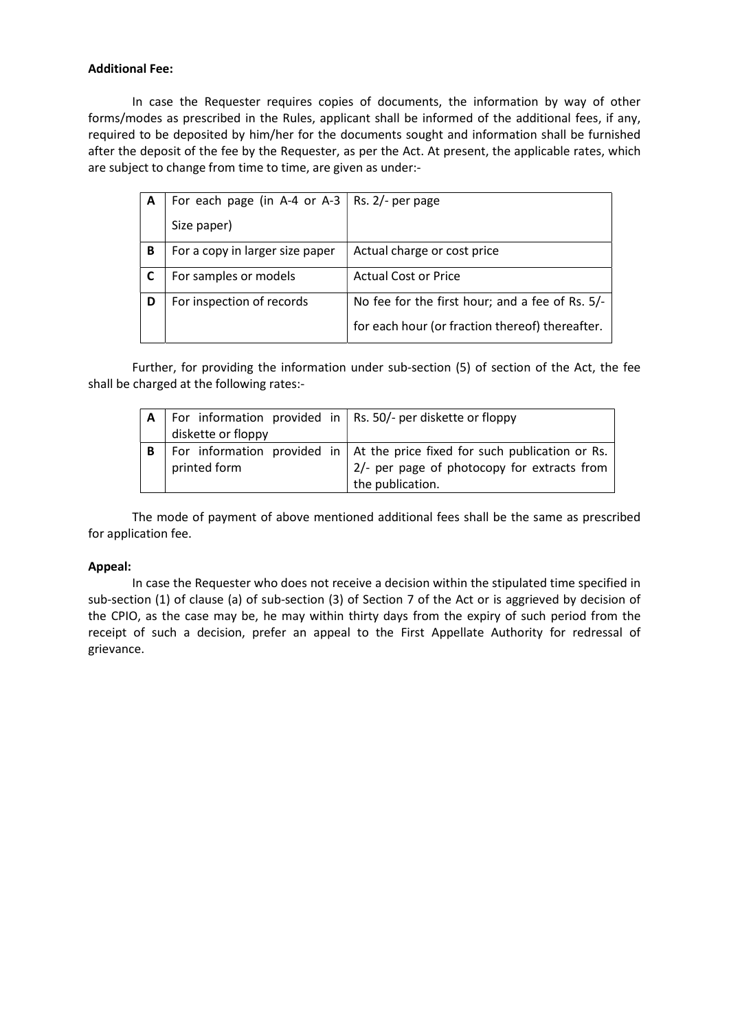**Additional Fee:**

In case the Requester requires copies of documents, the information by way of other forms/modes as prescribed in the Rules, applicant shall be informed of the additional fees, if any, required to be deposited by him/her for the documents sought and information shall be furnished after the deposit of the fee by the Requester, as per the Act. At present, the applicable rates, which are subject to change from time to time, are given as under:-

| | | |
|---|---|---|
| A | For each page (in A-4 or A-3 Size paper) | Rs. 2/- per page |
| B | For a copy in larger size paper | Actual charge or cost price |
| C | For samples or models | Actual Cost or Price |
| D | For inspection of records | No fee for the first hour; and a fee of Rs. 5/- for each hour (or fraction thereof) thereafter. |

Further, for providing the information under sub-section (5) of section of the Act, the fee shall be charged at the following rates:-

| | | |
|---|---|---|
| A | For information provided in diskette or floppy | Rs. 50/- per diskette or floppy |
| B | For information provided in printed form | At the price fixed for such publication or Rs. 2/- per page of photocopy for extracts from the publication. |

The mode of payment of above mentioned additional fees shall be the same as prescribed for application fee.

**Appeal:**

In case the Requester who does not receive a decision within the stipulated time specified in sub-section (1) of clause (a) of sub-section (3) of Section 7 of the Act or is aggrieved by decision of the CPIO, as the case may be, he may within thirty days from the expiry of such period from the receipt of such a decision, prefer an appeal to the First Appellate Authority for redressal of grievance.